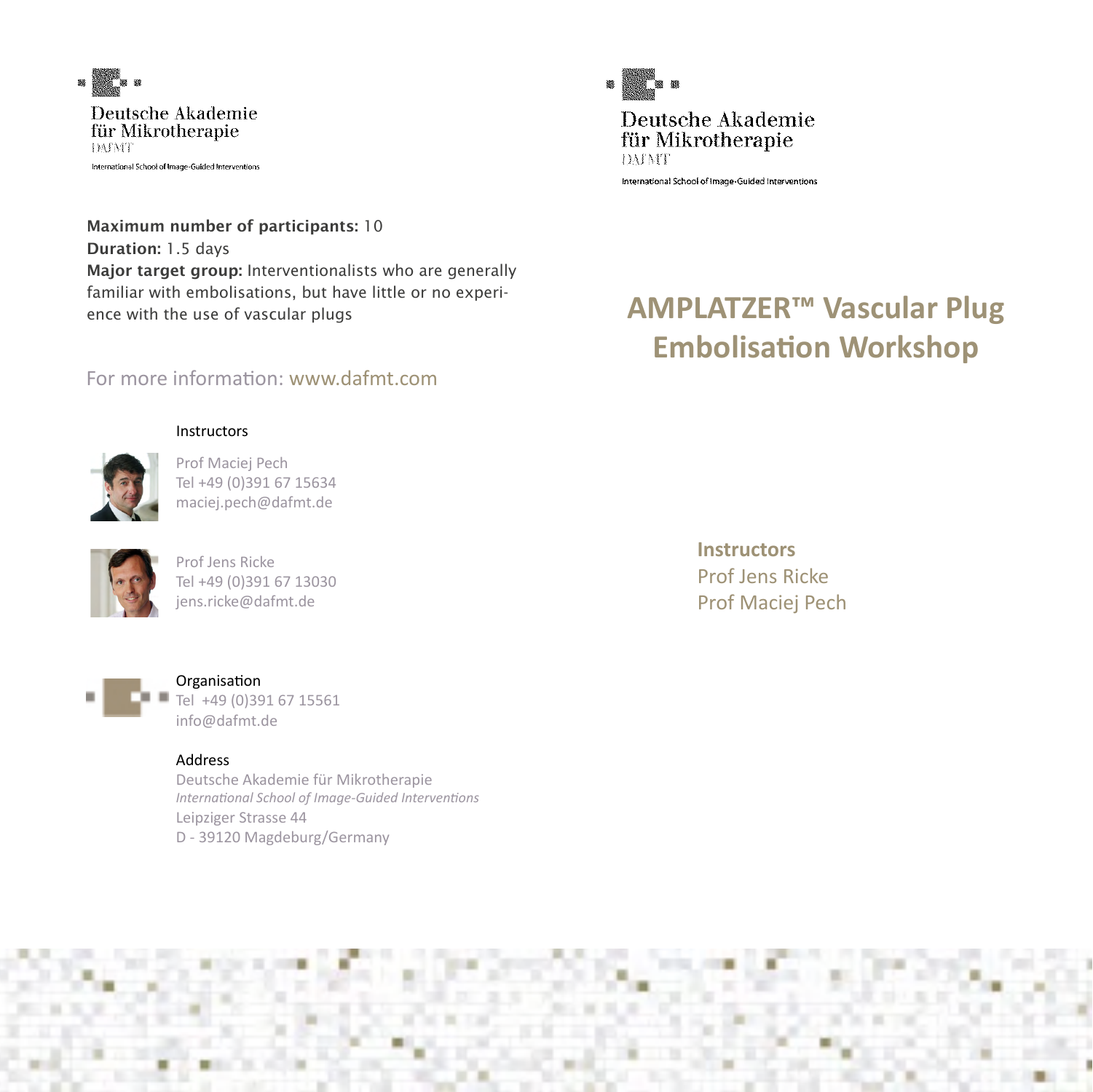Deutsche Akademie für Mikrotherapie
DAfMT
International School of Image-Guided Interventions

**Maximum number of participants:** 10
**Duration:** 1.5 days
**Major target group:** Interventionalists who are generally familiar with embolisations, but have little or no experience with the use of vascular plugs

For more information: www.dafmt.com

Instructors

Prof Maciej Pech
Tel +49 (0)391 67 15634
maciej.pech@dafmt.de

Prof Jens Ricke
Tel +49 (0)391 67 13030
jens.ricke@dafmt.de

Organisation
Tel +49 (0)391 67 15561
info@dafmt.de

Address
Deutsche Akademie für Mikrotherapie
*International School of Image-Guided Interventions*
Leipziger Strasse 44
D - 39120 Magdeburg/Germany

Deutsche Akademie für Mikrotherapie
DAfMT
International School of Image-Guided Interventions

# AMPLATZER™ Vascular Plug Embolisation Workshop

**Instructors**
Prof Jens Ricke
Prof Maciej Pech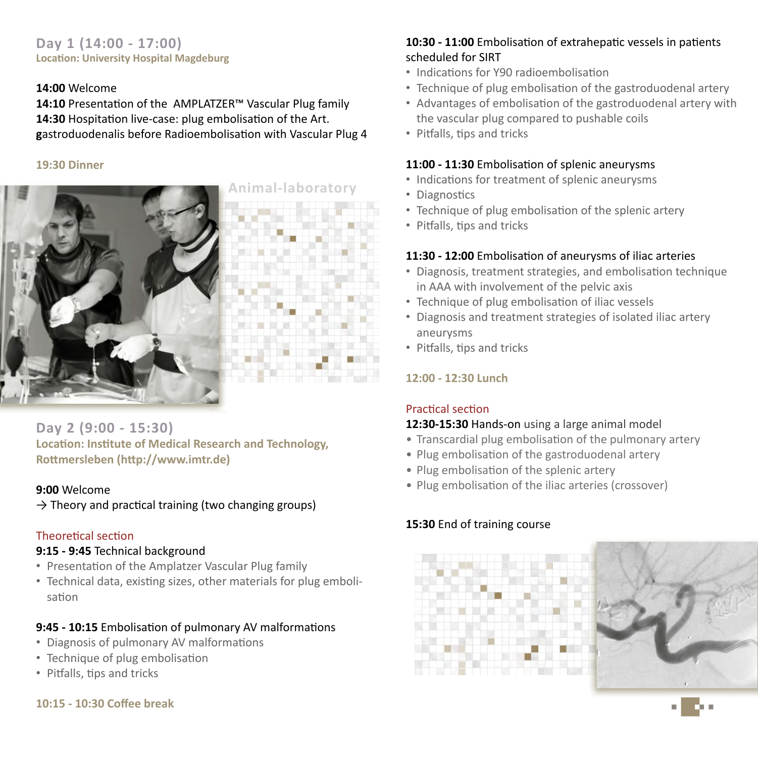## Day 1 (14:00 - 17:00)

**Location: University Hospital Magdeburg**

**14:00** Welcome
**14:10** Presentation of the AMPLATZER™ Vascular Plug family
**14:30** Hospitation live-case: plug embolisation of the Art. gastroduodenalis before Radioembolisation with Vascular Plug 4

**19:30 Dinner**

Animal-laboratory

## Day 2 (9:00 - 15:30)

**Location: Institute of Medical Research and Technology, Rottmersleben (http://www.imtr.de)**

**9:00** Welcome
→ Theory and practical training (two changing groups)

### Theoretical section

**9:15 - 9:45** Technical background

- Presentation of the Amplatzer Vascular Plug family
- Technical data, existing sizes, other materials for plug embolisation

**9:45 - 10:15** Embolisation of pulmonary AV malformations

- Diagnosis of pulmonary AV malformations
- Technique of plug embolisation
- Pitfalls, tips and tricks

**10:15 - 10:30 Coffee break**

**10:30 - 11:00** Embolisation of extrahepatic vessels in patients scheduled for SIRT

- Indications for Y90 radioembolisation
- Technique of plug embolisation of the gastroduodenal artery
- Advantages of embolisation of the gastroduodenal artery with the vascular plug compared to pushable coils
- Pitfalls, tips and tricks

**11:00 - 11:30** Embolisation of splenic aneurysms

- Indications for treatment of splenic aneurysms
- Diagnostics
- Technique of plug embolisation of the splenic artery
- Pitfalls, tips and tricks

**11:30 - 12:00** Embolisation of aneurysms of iliac arteries

- Diagnosis, treatment strategies, and embolisation technique in AAA with involvement of the pelvic axis
- Technique of plug embolisation of iliac vessels
- Diagnosis and treatment strategies of isolated iliac artery aneurysms
- Pitfalls, tips and tricks

**12:00 - 12:30 Lunch**

### Practical section

**12:30-15:30** Hands-on using a large animal model

- Transcardial plug embolisation of the pulmonary artery
- Plug embolisation of the gastroduodenal artery
- Plug embolisation of the splenic artery
- Plug embolisation of the iliac arteries (crossover)

**15:30** End of training course